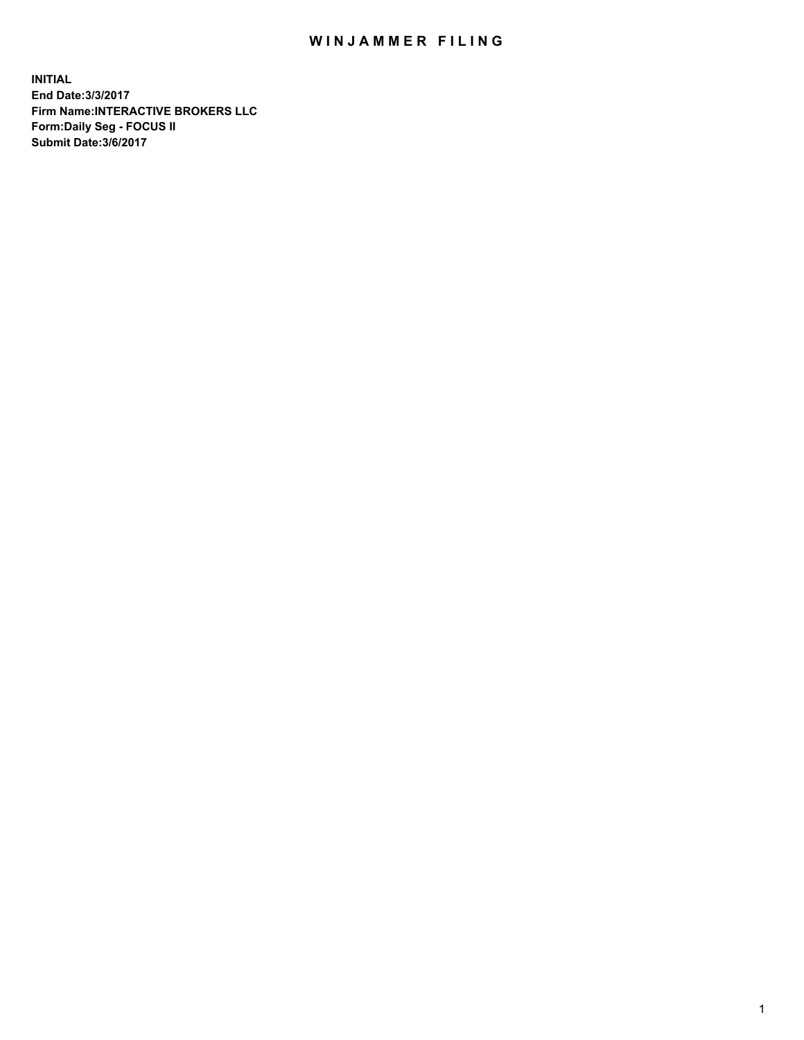# WINJAMMER FILING

**INITIAL**
**End Date:3/3/2017**
**Firm Name:INTERACTIVE BROKERS LLC**
**Form:Daily Seg - FOCUS II**
**Submit Date:3/6/2017**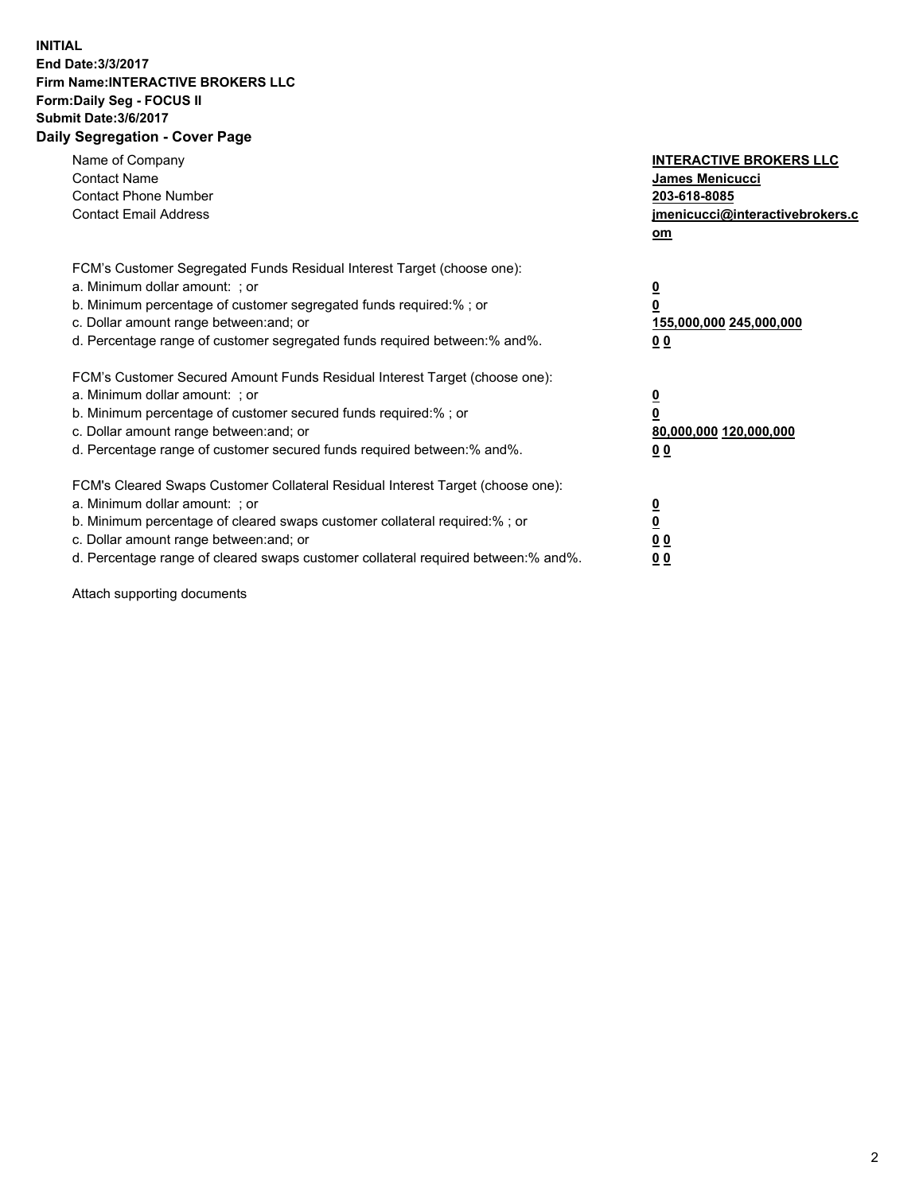**INITIAL**
**End Date:3/3/2017**
**Firm Name:INTERACTIVE BROKERS LLC**
**Form:Daily Seg - FOCUS II**
**Submit Date:3/6/2017**

## Daily Segregation - Cover Page

| | |
|---|---|
| Name of Company | **INTERACTIVE BROKERS LLC** |
| Contact Name | **James Menicucci** |
| Contact Phone Number | **203-618-8085** |
| Contact Email Address | **jmenicucci@interactivebrokers.com** |

| | |
|---|---|
| FCM's Customer Segregated Funds Residual Interest Target (choose one): | |
| a. Minimum dollar amount: ; or | **0** |
| b. Minimum percentage of customer segregated funds required:% ; or | **0** |
| c. Dollar amount range between:and; or | **155,000,000 245,000,000** |
| d. Percentage range of customer segregated funds required between:% and%. | **0 0** |
| FCM's Customer Secured Amount Funds Residual Interest Target (choose one): | |
| a. Minimum dollar amount: ; or | **0** |
| b. Minimum percentage of customer secured funds required:% ; or | **0** |
| c. Dollar amount range between:and; or | **80,000,000 120,000,000** |
| d. Percentage range of customer secured funds required between:% and%. | **0 0** |
| FCM's Cleared Swaps Customer Collateral Residual Interest Target (choose one): | |
| a. Minimum dollar amount: ; or | **0** |
| b. Minimum percentage of cleared swaps customer collateral required:% ; or | **0** |
| c. Dollar amount range between:and; or | **0 0** |
| d. Percentage range of cleared swaps customer collateral required between:% and%. | **0 0** |

Attach supporting documents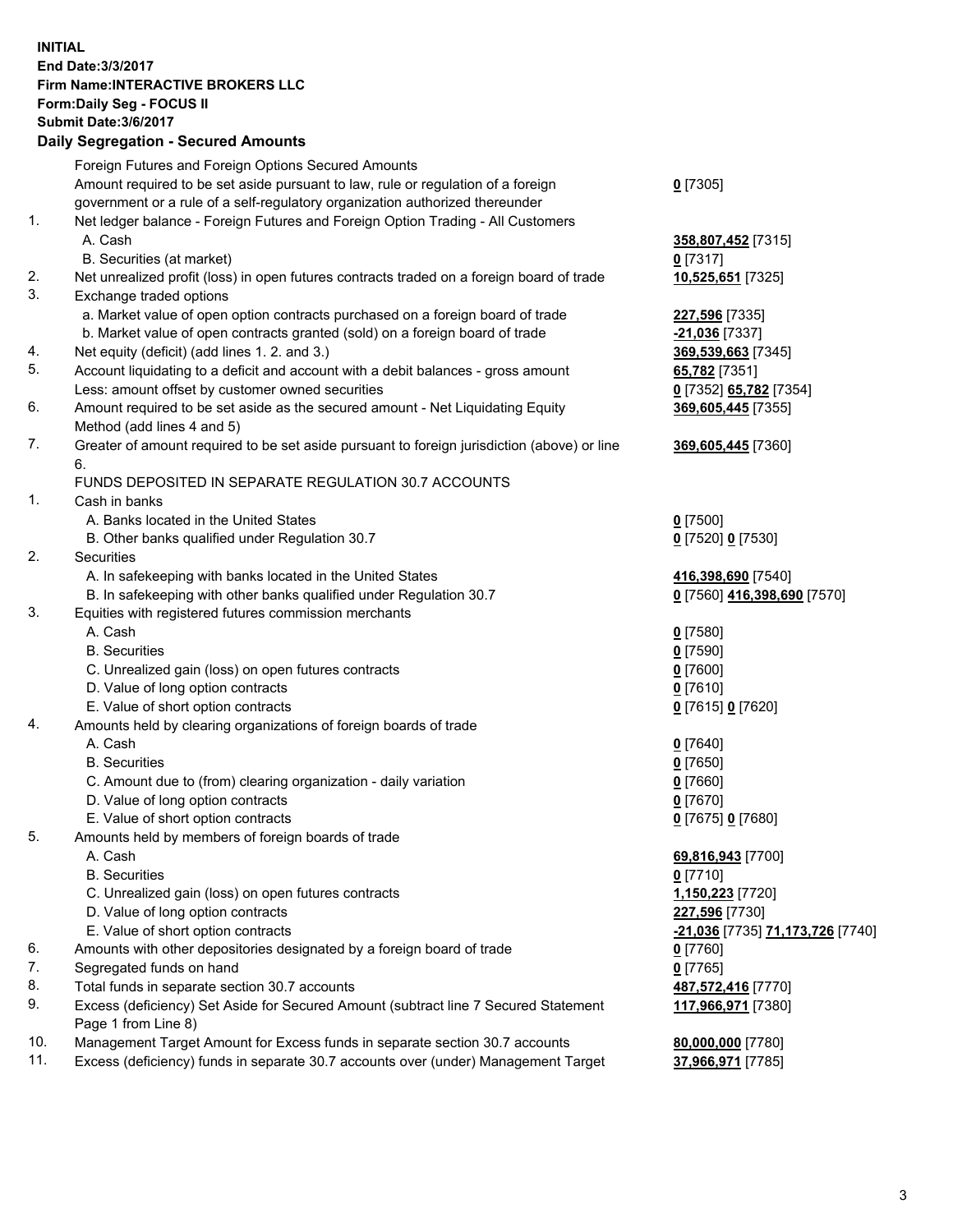**INITIAL**
**End Date:3/3/2017**
**Firm Name:INTERACTIVE BROKERS LLC**
**Form:Daily Seg - FOCUS II**
**Submit Date:3/6/2017**

## Daily Segregation - Secured Amounts

| | | |
|---|---|---|
| | Foreign Futures and Foreign Options Secured Amounts | |
| | Amount required to be set aside pursuant to law, rule or regulation of a foreign government or a rule of a self-regulatory organization authorized thereunder | **0** [7305] |
| 1. | Net ledger balance - Foreign Futures and Foreign Option Trading - All Customers | |
| | A. Cash | **358,807,452** [7315] |
| | B. Securities (at market) | **0** [7317] |
| 2. | Net unrealized profit (loss) in open futures contracts traded on a foreign board of trade | **10,525,651** [7325] |
| 3. | Exchange traded options | |
| | a. Market value of open option contracts purchased on a foreign board of trade | **227,596** [7335] |
| | b. Market value of open contracts granted (sold) on a foreign board of trade | **-21,036** [7337] |
| 4. | Net equity (deficit) (add lines 1. 2. and 3.) | **369,539,663** [7345] |
| 5. | Account liquidating to a deficit and account with a debit balances - gross amount | **65,782** [7351] |
| | Less: amount offset by customer owned securities | **0** [7352] **65,782** [7354] |
| 6. | Amount required to be set aside as the secured amount - Net Liquidating Equity Method (add lines 4 and 5) | **369,605,445** [7355] |
| 7. | Greater of amount required to be set aside pursuant to foreign jurisdiction (above) or line 6. | **369,605,445** [7360] |
| | FUNDS DEPOSITED IN SEPARATE REGULATION 30.7 ACCOUNTS | |
| 1. | Cash in banks | |
| | A. Banks located in the United States | **0** [7500] |
| | B. Other banks qualified under Regulation 30.7 | **0** [7520] **0** [7530] |
| 2. | Securities | |
| | A. In safekeeping with banks located in the United States | **416,398,690** [7540] |
| | B. In safekeeping with other banks qualified under Regulation 30.7 | **0** [7560] **416,398,690** [7570] |
| 3. | Equities with registered futures commission merchants | |
| | A. Cash | **0** [7580] |
| | B. Securities | **0** [7590] |
| | C. Unrealized gain (loss) on open futures contracts | **0** [7600] |
| | D. Value of long option contracts | **0** [7610] |
| | E. Value of short option contracts | **0** [7615] **0** [7620] |
| 4. | Amounts held by clearing organizations of foreign boards of trade | |
| | A. Cash | **0** [7640] |
| | B. Securities | **0** [7650] |
| | C. Amount due to (from) clearing organization - daily variation | **0** [7660] |
| | D. Value of long option contracts | **0** [7670] |
| | E. Value of short option contracts | **0** [7675] **0** [7680] |
| 5. | Amounts held by members of foreign boards of trade | |
| | A. Cash | **69,816,943** [7700] |
| | B. Securities | **0** [7710] |
| | C. Unrealized gain (loss) on open futures contracts | **1,150,223** [7720] |
| | D. Value of long option contracts | **227,596** [7730] |
| | E. Value of short option contracts | **-21,036** [7735] **71,173,726** [7740] |
| 6. | Amounts with other depositories designated by a foreign board of trade | **0** [7760] |
| 7. | Segregated funds on hand | **0** [7765] |
| 8. | Total funds in separate section 30.7 accounts | **487,572,416** [7770] |
| 9. | Excess (deficiency) Set Aside for Secured Amount (subtract line 7 Secured Statement Page 1 from Line 8) | **117,966,971** [7380] |
| 10. | Management Target Amount for Excess funds in separate section 30.7 accounts | **80,000,000** [7780] |
| 11. | Excess (deficiency) funds in separate 30.7 accounts over (under) Management Target | **37,966,971** [7785] |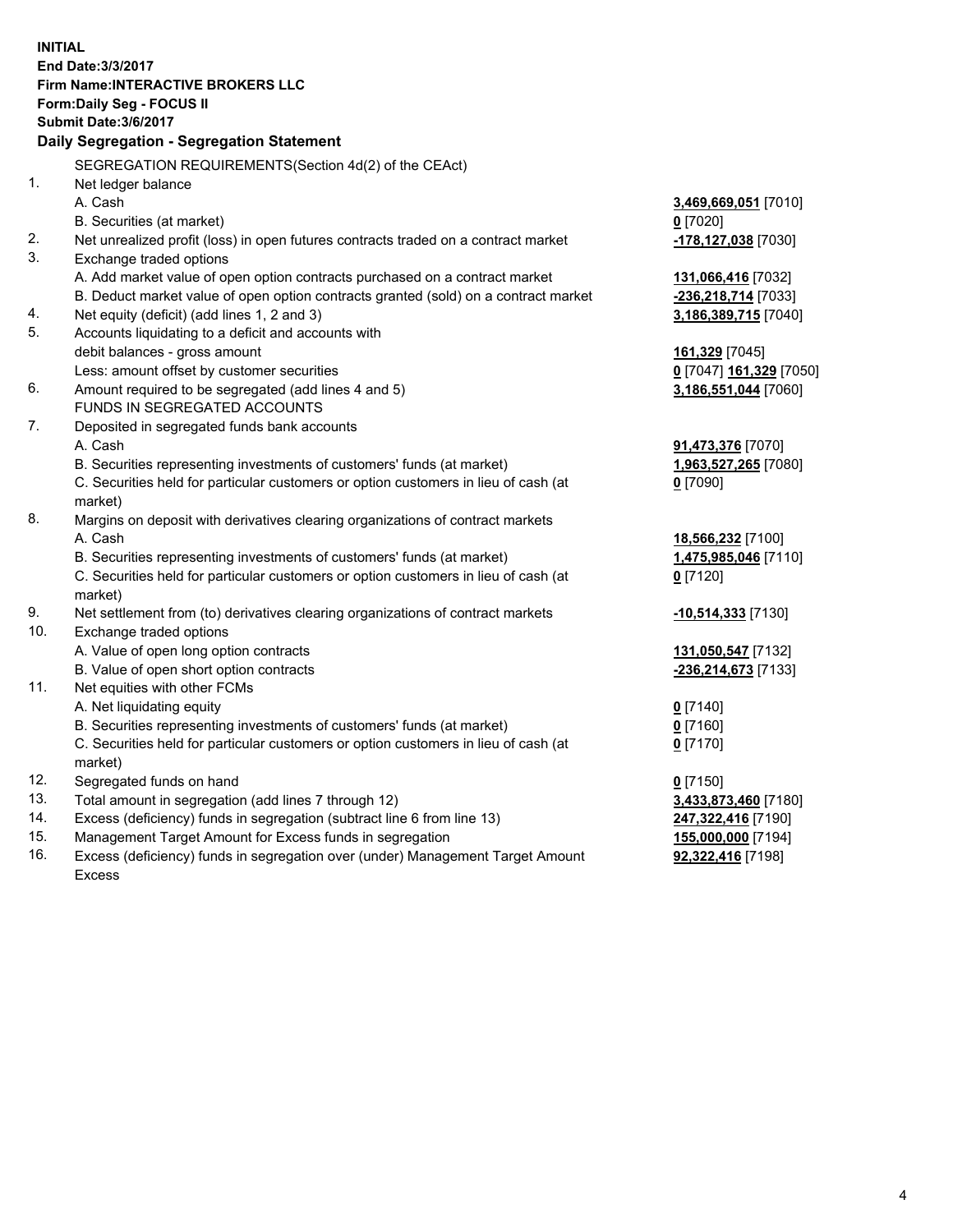**INITIAL**
**End Date:3/3/2017**
**Firm Name:INTERACTIVE BROKERS LLC**
**Form:Daily Seg - FOCUS II**
**Submit Date:3/6/2017**

## Daily Segregation - Segregation Statement

SEGREGATION REQUIREMENTS(Section 4d(2) of the CEAct)

| | | |
|---|---|---|
| 1. | Net ledger balance | |
| | A. Cash | **3,469,669,051** [7010] |
| | B. Securities (at market) | **0** [7020] |
| 2. | Net unrealized profit (loss) in open futures contracts traded on a contract market | **-178,127,038** [7030] |
| 3. | Exchange traded options | |
| | A. Add market value of open option contracts purchased on a contract market | **131,066,416** [7032] |
| | B. Deduct market value of open option contracts granted (sold) on a contract market | **-236,218,714** [7033] |
| 4. | Net equity (deficit) (add lines 1, 2 and 3) | **3,186,389,715** [7040] |
| 5. | Accounts liquidating to a deficit and accounts with debit balances - gross amount | **161,329** [7045] |
| | Less: amount offset by customer securities | **0** [7047] **161,329** [7050] |
| 6. | Amount required to be segregated (add lines 4 and 5) | **3,186,551,044** [7060] |
| | FUNDS IN SEGREGATED ACCOUNTS | |
| 7. | Deposited in segregated funds bank accounts | |
| | A. Cash | **91,473,376** [7070] |
| | B. Securities representing investments of customers' funds (at market) | **1,963,527,265** [7080] |
| | C. Securities held for particular customers or option customers in lieu of cash (at market) | **0** [7090] |
| 8. | Margins on deposit with derivatives clearing organizations of contract markets | |
| | A. Cash | **18,566,232** [7100] |
| | B. Securities representing investments of customers' funds (at market) | **1,475,985,046** [7110] |
| | C. Securities held for particular customers or option customers in lieu of cash (at market) | **0** [7120] |
| 9. | Net settlement from (to) derivatives clearing organizations of contract markets | **-10,514,333** [7130] |
| 10. | Exchange traded options | |
| | A. Value of open long option contracts | **131,050,547** [7132] |
| | B. Value of open short option contracts | **-236,214,673** [7133] |
| 11. | Net equities with other FCMs | |
| | A. Net liquidating equity | **0** [7140] |
| | B. Securities representing investments of customers' funds (at market) | **0** [7160] |
| | C. Securities held for particular customers or option customers in lieu of cash (at market) | **0** [7170] |
| 12. | Segregated funds on hand | **0** [7150] |
| 13. | Total amount in segregation (add lines 7 through 12) | **3,433,873,460** [7180] |
| 14. | Excess (deficiency) funds in segregation (subtract line 6 from line 13) | **247,322,416** [7190] |
| 15. | Management Target Amount for Excess funds in segregation | **155,000,000** [7194] |
| 16. | Excess (deficiency) funds in segregation over (under) Management Target Amount Excess | **92,322,416** [7198] |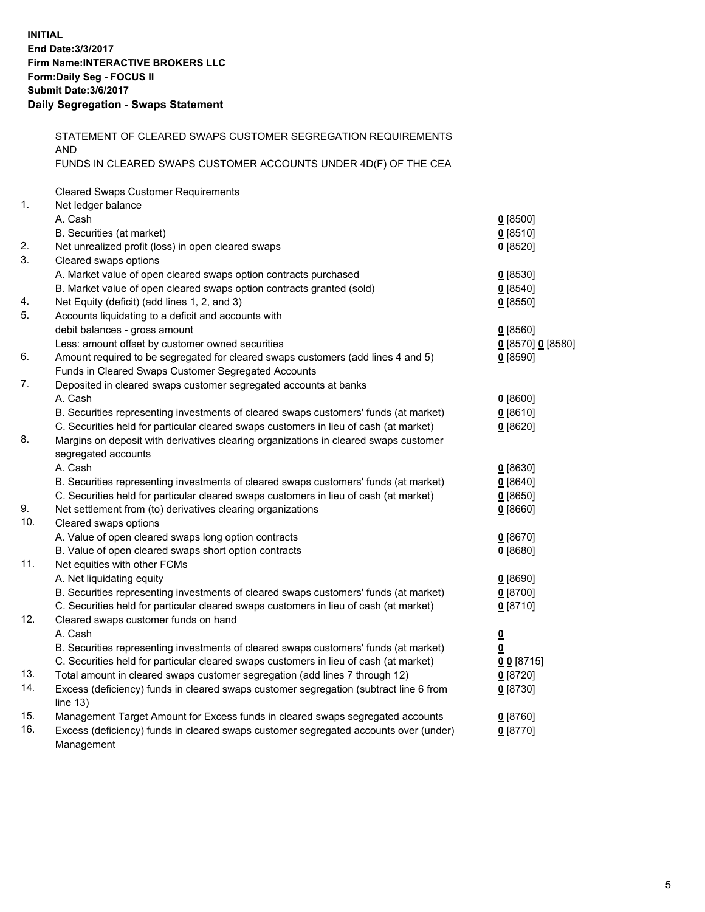**INITIAL**
**End Date:3/3/2017**
**Firm Name:INTERACTIVE BROKERS LLC**
**Form:Daily Seg - FOCUS II**
**Submit Date:3/6/2017**
**Daily Segregation - Swaps Statement**

STATEMENT OF CLEARED SWAPS CUSTOMER SEGREGATION REQUIREMENTS AND FUNDS IN CLEARED SWAPS CUSTOMER ACCOUNTS UNDER 4D(F) OF THE CEA

| | | |
|---|---|---|
| | Cleared Swaps Customer Requirements | |
| 1. | Net ledger balance | |
| | A. Cash | 0 [8500] |
| | B. Securities (at market) | 0 [8510] |
| 2. | Net unrealized profit (loss) in open cleared swaps | 0 [8520] |
| 3. | Cleared swaps options | |
| | A. Market value of open cleared swaps option contracts purchased | 0 [8530] |
| | B. Market value of open cleared swaps option contracts granted (sold) | 0 [8540] |
| 4. | Net Equity (deficit) (add lines 1, 2, and 3) | 0 [8550] |
| 5. | Accounts liquidating to a deficit and accounts with debit balances - gross amount | 0 [8560] |
| | Less: amount offset by customer owned securities | 0 [8570] 0 [8580] |
| 6. | Amount required to be segregated for cleared swaps customers (add lines 4 and 5) | 0 [8590] |
| | Funds in Cleared Swaps Customer Segregated Accounts | |
| 7. | Deposited in cleared swaps customer segregated accounts at banks | |
| | A. Cash | 0 [8600] |
| | B. Securities representing investments of cleared swaps customers' funds (at market) | 0 [8610] |
| | C. Securities held for particular cleared swaps customers in lieu of cash (at market) | 0 [8620] |
| 8. | Margins on deposit with derivatives clearing organizations in cleared swaps customer segregated accounts | |
| | A. Cash | 0 [8630] |
| | B. Securities representing investments of cleared swaps customers' funds (at market) | 0 [8640] |
| | C. Securities held for particular cleared swaps customers in lieu of cash (at market) | 0 [8650] |
| 9. | Net settlement from (to) derivatives clearing organizations | 0 [8660] |
| 10. | Cleared swaps options | |
| | A. Value of open cleared swaps long option contracts | 0 [8670] |
| | B. Value of open cleared swaps short option contracts | 0 [8680] |
| 11. | Net equities with other FCMs | |
| | A. Net liquidating equity | 0 [8690] |
| | B. Securities representing investments of cleared swaps customers' funds (at market) | 0 [8700] |
| | C. Securities held for particular cleared swaps customers in lieu of cash (at market) | 0 [8710] |
| 12. | Cleared swaps customer funds on hand | |
| | A. Cash | 0 |
| | B. Securities representing investments of cleared swaps customers' funds (at market) | 0 |
| | C. Securities held for particular cleared swaps customers in lieu of cash (at market) | 0 0 [8715] |
| 13. | Total amount in cleared swaps customer segregation (add lines 7 through 12) | 0 [8720] |
| 14. | Excess (deficiency) funds in cleared swaps customer segregation (subtract line 6 from line 13) | 0 [8730] |
| 15. | Management Target Amount for Excess funds in cleared swaps segregated accounts | 0 [8760] |
| 16. | Excess (deficiency) funds in cleared swaps customer segregated accounts over (under) Management | 0 [8770] |